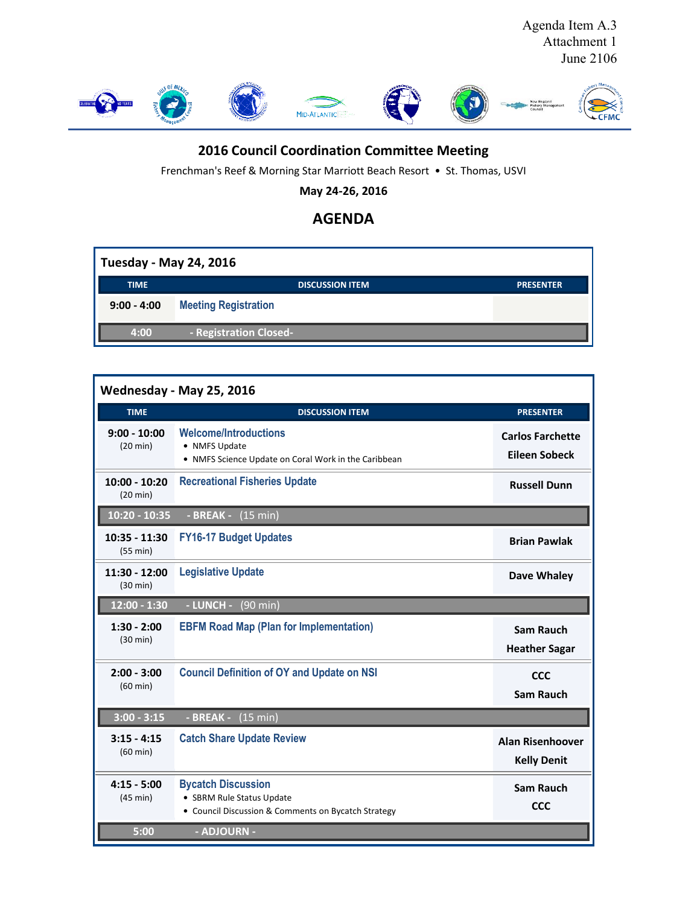Agenda Item A.3
Attachment 1
June 2106

# 2016 Council Coordination Committee Meeting

Frenchman's Reef & Morning Star Marriott Beach Resort • St. Thomas, USVI

**May 24-26, 2016**

## AGENDA

### Tuesday - May 24, 2016

| TIME | DISCUSSION ITEM | PRESENTER |
|---|---|---|
| 9:00 - 4:00 | Meeting Registration | |
| 4:00 | - Registration Closed- | |

### Wednesday - May 25, 2016

| TIME | DISCUSSION ITEM | PRESENTER |
|---|---|---|
| 9:00 - 10:00 (20 min) | **Welcome/Introductions**<br>• NMFS Update<br>• NMFS Science Update on Coral Work in the Caribbean | Carlos Farchette<br>Eileen Sobeck |
| 10:00 - 10:20 (20 min) | **Recreational Fisheries Update** | Russell Dunn |
| 10:20 - 10:35 | - BREAK - (15 min) | |
| 10:35 - 11:30 (55 min) | **FY16-17 Budget Updates** | Brian Pawlak |
| 11:30 - 12:00 (30 min) | **Legislative Update** | Dave Whaley |
| 12:00 - 1:30 | - LUNCH - (90 min) | |
| 1:30 - 2:00 (30 min) | **EBFM Road Map (Plan for Implementation)** | Sam Rauch<br>Heather Sagar |
| 2:00 - 3:00 (60 min) | **Council Definition of OY and Update on NSI** | CCC<br>Sam Rauch |
| 3:00 - 3:15 | - BREAK - (15 min) | |
| 3:15 - 4:15 (60 min) | **Catch Share Update Review** | Alan Risenhoover<br>Kelly Denit |
| 4:15 - 5:00 (45 min) | **Bycatch Discussion**<br>• SBRM Rule Status Update<br>• Council Discussion & Comments on Bycatch Strategy | Sam Rauch<br>CCC |
| 5:00 | - ADJOURN - | |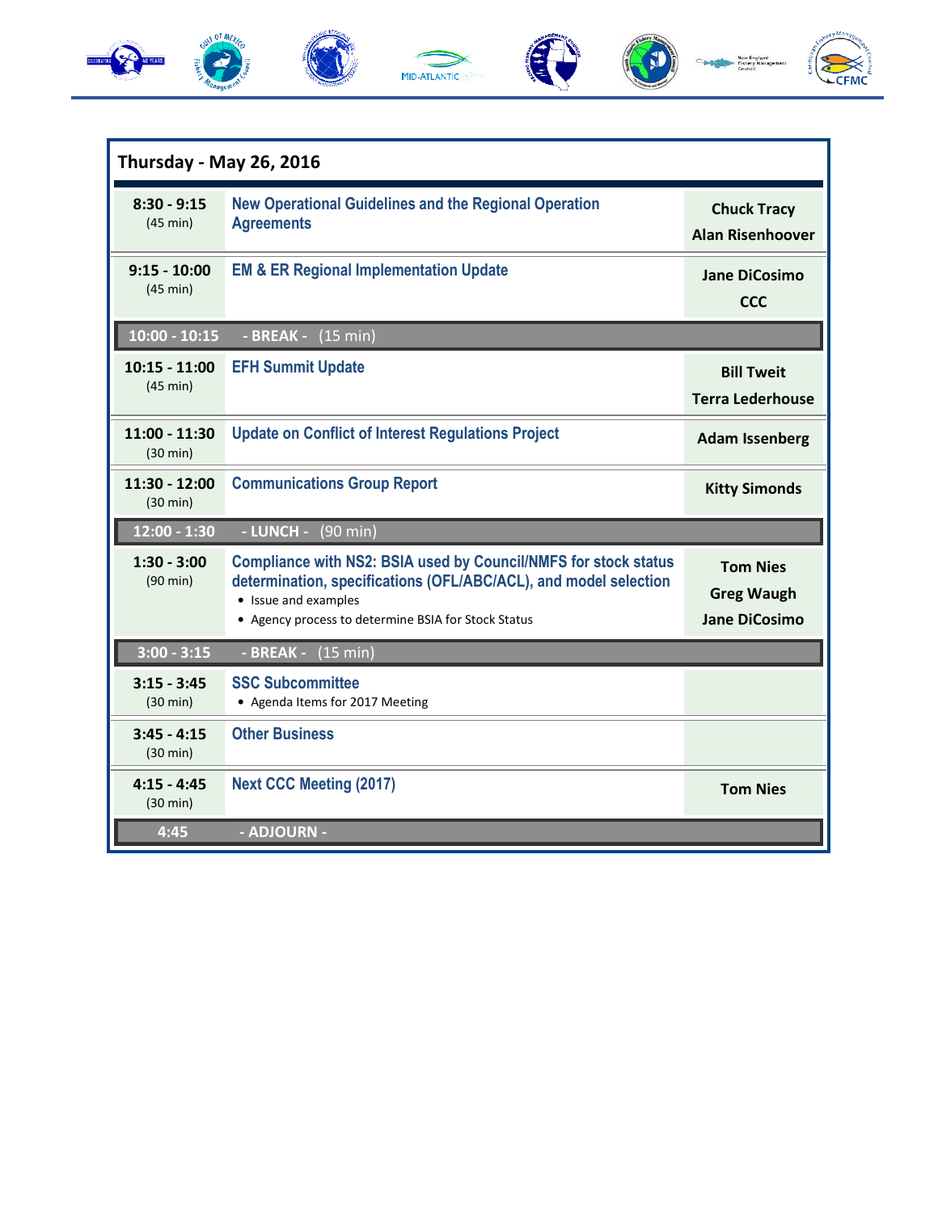## Thursday - May 26, 2016

| | | |
|---|---|---|
| **8:30 - 9:15** (45 min) | **New Operational Guidelines and the Regional Operation Agreements** | **Chuck Tracy** **Alan Risenhoover** |
| **9:15 - 10:00** (45 min) | **EM & ER Regional Implementation Update** | **Jane DiCosimo** **CCC** |
| **10:00 - 10:15** | **- BREAK -** (15 min) | |
| **10:15 - 11:00** (45 min) | **EFH Summit Update** | **Bill Tweit** **Terra Lederhouse** |
| **11:00 - 11:30** (30 min) | **Update on Conflict of Interest Regulations Project** | **Adam Issenberg** |
| **11:30 - 12:00** (30 min) | **Communications Group Report** | **Kitty Simonds** |
| **12:00 - 1:30** | **- LUNCH -** (90 min) | |
| **1:30 - 3:00** (90 min) | **Compliance with NS2: BSIA used by Council/NMFS for stock status determination, specifications (OFL/ABC/ACL), and model selection** • Issue and examples • Agency process to determine BSIA for Stock Status | **Tom Nies** **Greg Waugh** **Jane DiCosimo** |
| **3:00 - 3:15** | **- BREAK -** (15 min) | |
| **3:15 - 3:45** (30 min) | **SSC Subcommittee** • Agenda Items for 2017 Meeting | |
| **3:45 - 4:15** (30 min) | **Other Business** | |
| **4:15 - 4:45** (30 min) | **Next CCC Meeting (2017)** | **Tom Nies** |
| **4:45** | **- ADJOURN -** | |